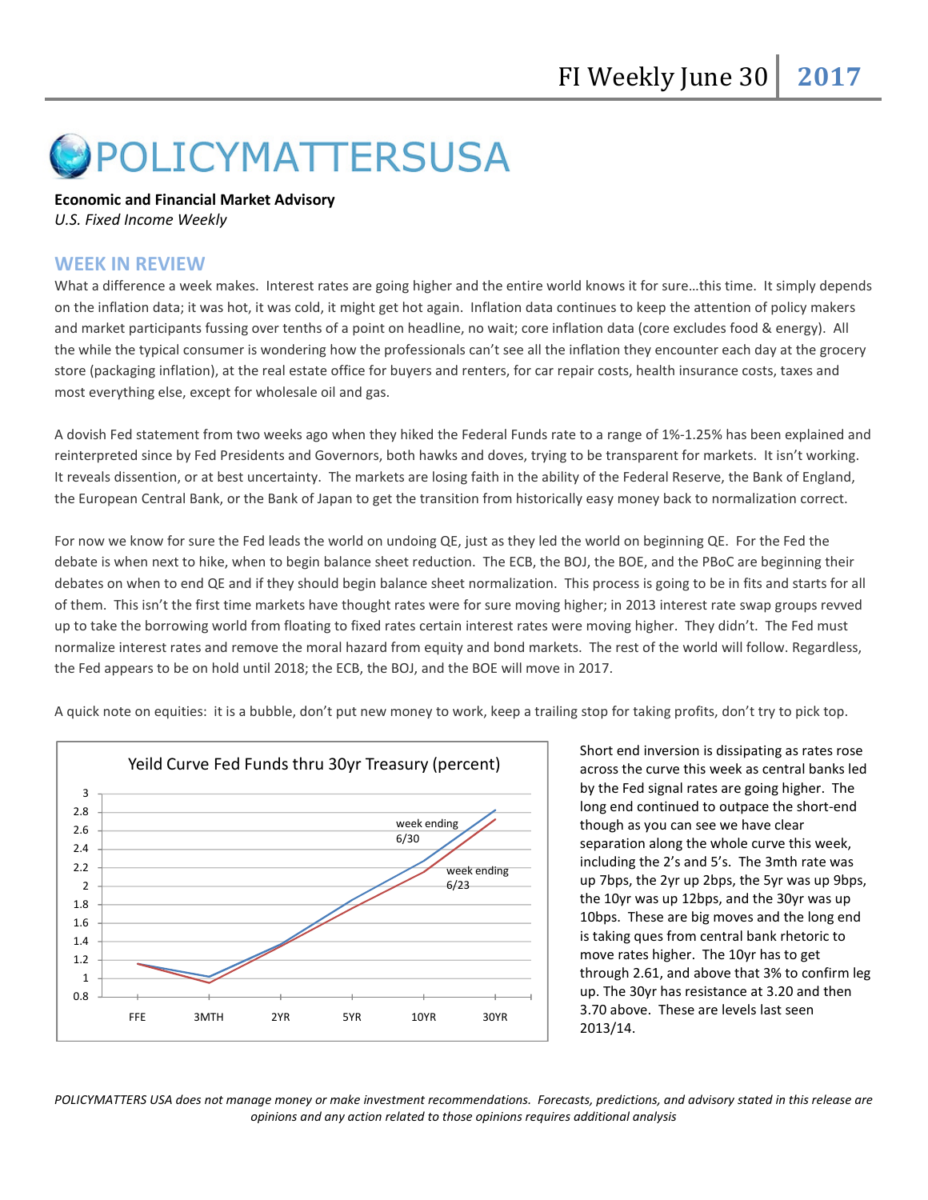# POLICYMATTERSUSA

**Economic and Financial Market Advisory**
*U.S. Fixed Income Weekly*

## WEEK IN REVIEW

What a difference a week makes. Interest rates are going higher and the entire world knows it for sure…this time. It simply depends on the inflation data; it was hot, it was cold, it might get hot again. Inflation data continues to keep the attention of policy makers and market participants fussing over tenths of a point on headline, no wait; core inflation data (core excludes food & energy). All the while the typical consumer is wondering how the professionals can't see all the inflation they encounter each day at the grocery store (packaging inflation), at the real estate office for buyers and renters, for car repair costs, health insurance costs, taxes and most everything else, except for wholesale oil and gas.

A dovish Fed statement from two weeks ago when they hiked the Federal Funds rate to a range of 1%-1.25% has been explained and reinterpreted since by Fed Presidents and Governors, both hawks and doves, trying to be transparent for markets. It isn't working. It reveals dissention, or at best uncertainty. The markets are losing faith in the ability of the Federal Reserve, the Bank of England, the European Central Bank, or the Bank of Japan to get the transition from historically easy money back to normalization correct.

For now we know for sure the Fed leads the world on undoing QE, just as they led the world on beginning QE. For the Fed the debate is when next to hike, when to begin balance sheet reduction. The ECB, the BOJ, the BOE, and the PBoC are beginning their debates on when to end QE and if they should begin balance sheet normalization. This process is going to be in fits and starts for all of them. This isn't the first time markets have thought rates were for sure moving higher; in 2013 interest rate swap groups revved up to take the borrowing world from floating to fixed rates certain interest rates were moving higher. They didn't. The Fed must normalize interest rates and remove the moral hazard from equity and bond markets. The rest of the world will follow. Regardless, the Fed appears to be on hold until 2018; the ECB, the BOJ, and the BOE will move in 2017.

A quick note on equities: it is a bubble, don't put new money to work, keep a trailing stop for taking profits, don't try to pick top.

Yeild Curve Fed Funds thru 30yr Treasury (percent)

Short end inversion is dissipating as rates rose across the curve this week as central banks led by the Fed signal rates are going higher. The long end continued to outpace the short-end though as you can see we have clear separation along the whole curve this week, including the 2's and 5's. The 3mth rate was up 7bps, the 2yr up 2bps, the 5yr was up 9bps, the 10yr was up 12bps, and the 30yr was up 10bps. These are big moves and the long end is taking ques from central bank rhetoric to move rates higher. The 10yr has to get through 2.61, and above that 3% to confirm leg up. The 30yr has resistance at 3.20 and then 3.70 above. These are levels last seen 2013/14.

*POLICYMATTERS USA does not manage money or make investment recommendations. Forecasts, predictions, and advisory stated in this release are opinions and any action related to those opinions requires additional analysis*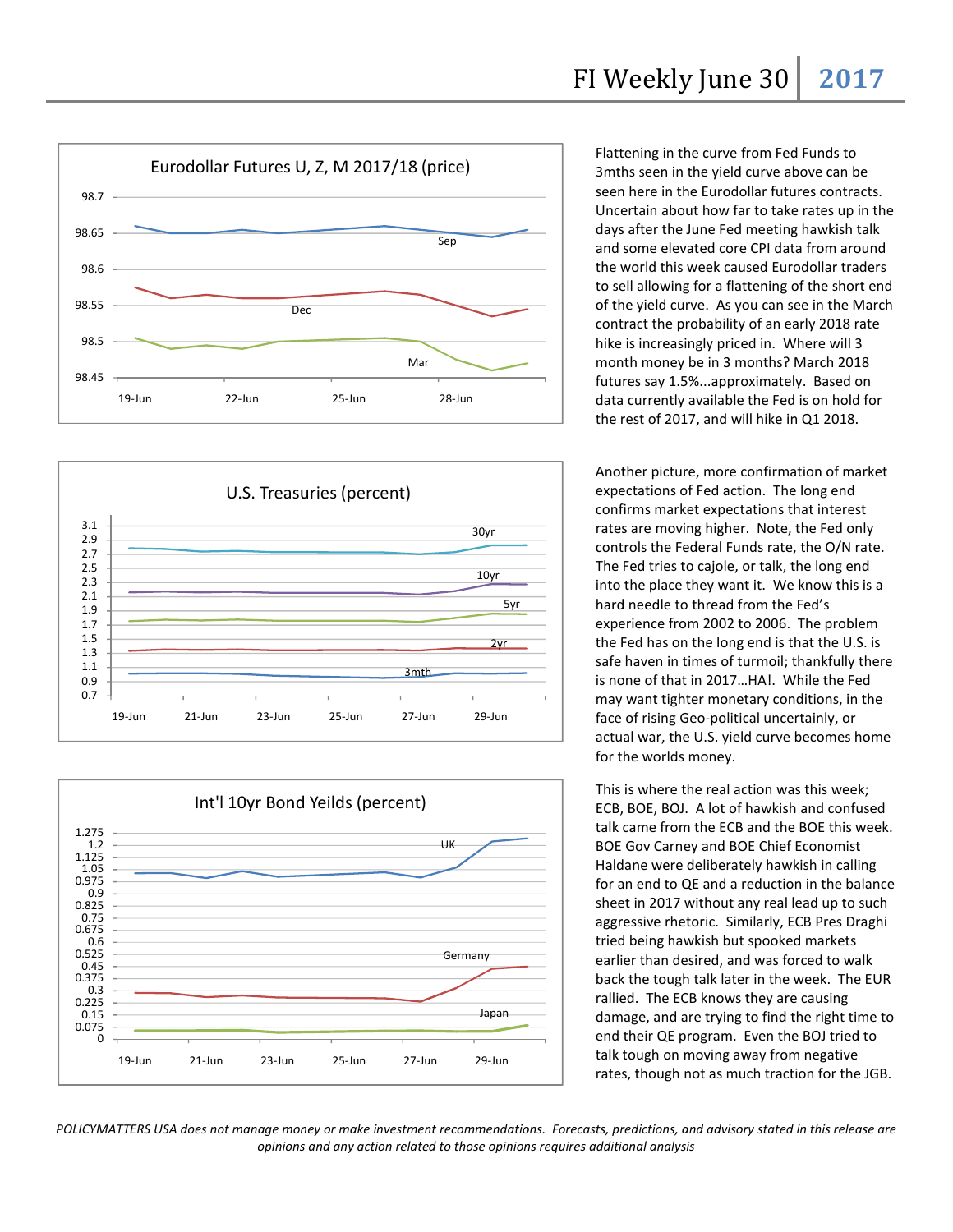Flattening in the curve from Fed Funds to 3mths seen in the yield curve above can be seen here in the Eurodollar futures contracts. Uncertain about how far to take rates up in the days after the June Fed meeting hawkish talk and some elevated core CPI data from around the world this week caused Eurodollar traders to sell allowing for a flattening of the short end of the yield curve. As you can see in the March contract the probability of an early 2018 rate hike is increasingly priced in. Where will 3 month money be in 3 months? March 2018 futures say 1.5%...approximately. Based on data currently available the Fed is on hold for the rest of 2017, and will hike in Q1 2018.

Another picture, more confirmation of market expectations of Fed action. The long end confirms market expectations that interest rates are moving higher. Note, the Fed only controls the Federal Funds rate, the O/N rate. The Fed tries to cajole, or talk, the long end into the place they want it. We know this is a hard needle to thread from the Fed's experience from 2002 to 2006. The problem the Fed has on the long end is that the U.S. is safe haven in times of turmoil; thankfully there is none of that in 2017…HA!. While the Fed may want tighter monetary conditions, in the face of rising Geo-political uncertainly, or actual war, the U.S. yield curve becomes home for the worlds money.

This is where the real action was this week; ECB, BOE, BOJ. A lot of hawkish and confused talk came from the ECB and the BOE this week. BOE Gov Carney and BOE Chief Economist Haldane were deliberately hawkish in calling for an end to QE and a reduction in the balance sheet in 2017 without any real lead up to such aggressive rhetoric. Similarly, ECB Pres Draghi tried being hawkish but spooked markets earlier than desired, and was forced to walk back the tough talk later in the week. The EUR rallied. The ECB knows they are causing damage, and are trying to find the right time to end their QE program. Even the BOJ tried to talk tough on moving away from negative rates, though not as much traction for the JGB.

*POLICYMATTERS USA does not manage money or make investment recommendations. Forecasts, predictions, and advisory stated in this release are opinions and any action related to those opinions requires additional analysis*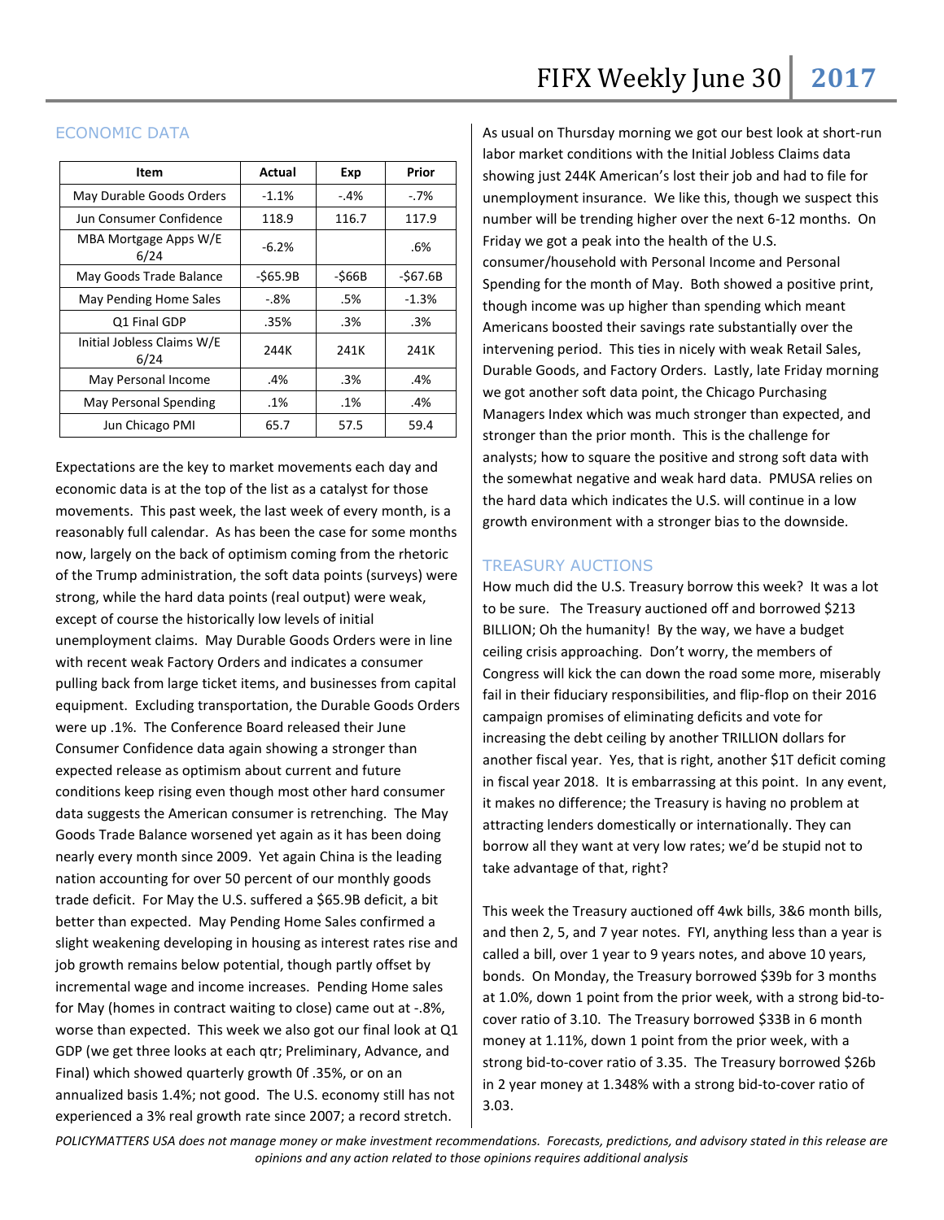## ECONOMIC DATA

| Item | Actual | Exp | Prior |
|---|---|---|---|
| May Durable Goods Orders | -1.1% | -.4% | -.7% |
| Jun Consumer Confidence | 118.9 | 116.7 | 117.9 |
| MBA Mortgage Apps W/E 6/24 | -6.2% | | .6% |
| May Goods Trade Balance | -$65.9B | -$66B | -$67.6B |
| May Pending Home Sales | -.8% | .5% | -1.3% |
| Q1 Final GDP | .35% | .3% | .3% |
| Initial Jobless Claims W/E 6/24 | 244K | 241K | 241K |
| May Personal Income | .4% | .3% | .4% |
| May Personal Spending | .1% | .1% | .4% |
| Jun Chicago PMI | 65.7 | 57.5 | 59.4 |

Expectations are the key to market movements each day and economic data is at the top of the list as a catalyst for those movements. This past week, the last week of every month, is a reasonably full calendar. As has been the case for some months now, largely on the back of optimism coming from the rhetoric of the Trump administration, the soft data points (surveys) were strong, while the hard data points (real output) were weak, except of course the historically low levels of initial unemployment claims. May Durable Goods Orders were in line with recent weak Factory Orders and indicates a consumer pulling back from large ticket items, and businesses from capital equipment. Excluding transportation, the Durable Goods Orders were up .1%. The Conference Board released their June Consumer Confidence data again showing a stronger than expected release as optimism about current and future conditions keep rising even though most other hard consumer data suggests the American consumer is retrenching. The May Goods Trade Balance worsened yet again as it has been doing nearly every month since 2009. Yet again China is the leading nation accounting for over 50 percent of our monthly goods trade deficit. For May the U.S. suffered a $65.9B deficit, a bit better than expected. May Pending Home Sales confirmed a slight weakening developing in housing as interest rates rise and job growth remains below potential, though partly offset by incremental wage and income increases. Pending Home sales for May (homes in contract waiting to close) came out at -.8%, worse than expected. This week we also got our final look at Q1 GDP (we get three looks at each qtr; Preliminary, Advance, and Final) which showed quarterly growth 0f .35%, or on an annualized basis 1.4%; not good. The U.S. economy still has not experienced a 3% real growth rate since 2007; a record stretch.

As usual on Thursday morning we got our best look at short-run labor market conditions with the Initial Jobless Claims data showing just 244K American's lost their job and had to file for unemployment insurance. We like this, though we suspect this number will be trending higher over the next 6-12 months. On Friday we got a peak into the health of the U.S. consumer/household with Personal Income and Personal Spending for the month of May. Both showed a positive print, though income was up higher than spending which meant Americans boosted their savings rate substantially over the intervening period. This ties in nicely with weak Retail Sales, Durable Goods, and Factory Orders. Lastly, late Friday morning we got another soft data point, the Chicago Purchasing Managers Index which was much stronger than expected, and stronger than the prior month. This is the challenge for analysts; how to square the positive and strong soft data with the somewhat negative and weak hard data. PMUSA relies on the hard data which indicates the U.S. will continue in a low growth environment with a stronger bias to the downside.

## TREASURY AUCTIONS

How much did the U.S. Treasury borrow this week? It was a lot to be sure. The Treasury auctioned off and borrowed $213 BILLION; Oh the humanity! By the way, we have a budget ceiling crisis approaching. Don't worry, the members of Congress will kick the can down the road some more, miserably fail in their fiduciary responsibilities, and flip-flop on their 2016 campaign promises of eliminating deficits and vote for increasing the debt ceiling by another TRILLION dollars for another fiscal year. Yes, that is right, another $1T deficit coming in fiscal year 2018. It is embarrassing at this point. In any event, it makes no difference; the Treasury is having no problem at attracting lenders domestically or internationally. They can borrow all they want at very low rates; we'd be stupid not to take advantage of that, right?

This week the Treasury auctioned off 4wk bills, 3&6 month bills, and then 2, 5, and 7 year notes. FYI, anything less than a year is called a bill, over 1 year to 9 years notes, and above 10 years, bonds. On Monday, the Treasury borrowed $39b for 3 months at 1.0%, down 1 point from the prior week, with a strong bid-to-cover ratio of 3.10. The Treasury borrowed $33B in 6 month money at 1.11%, down 1 point from the prior week, with a strong bid-to-cover ratio of 3.35. The Treasury borrowed $26b in 2 year money at 1.348% with a strong bid-to-cover ratio of 3.03.

*POLICYMATTERS USA does not manage money or make investment recommendations. Forecasts, predictions, and advisory stated in this release are opinions and any action related to those opinions requires additional analysis*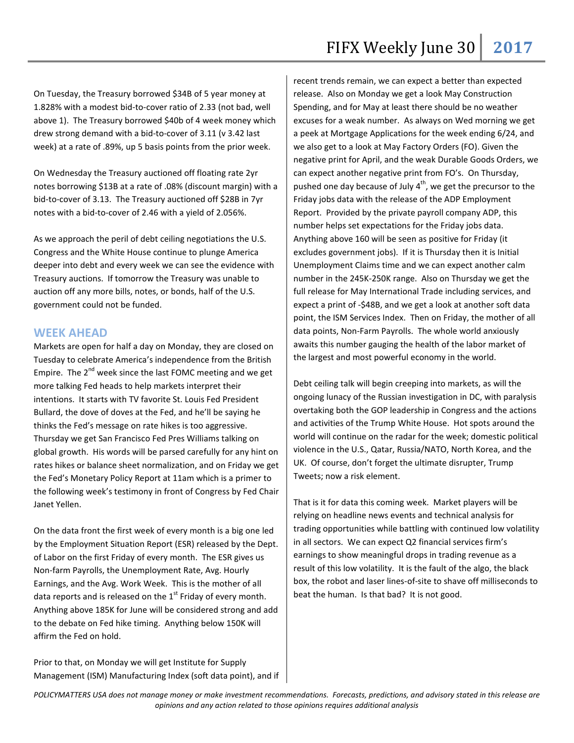On Tuesday, the Treasury borrowed $34B of 5 year money at 1.828% with a modest bid-to-cover ratio of 2.33 (not bad, well above 1). The Treasury borrowed $40b of 4 week money which drew strong demand with a bid-to-cover of 3.11 (v 3.42 last week) at a rate of .89%, up 5 basis points from the prior week.

On Wednesday the Treasury auctioned off floating rate 2yr notes borrowing $13B at a rate of .08% (discount margin) with a bid-to-cover of 3.13. The Treasury auctioned off $28B in 7yr notes with a bid-to-cover of 2.46 with a yield of 2.056%.

As we approach the peril of debt ceiling negotiations the U.S. Congress and the White House continue to plunge America deeper into debt and every week we can see the evidence with Treasury auctions. If tomorrow the Treasury was unable to auction off any more bills, notes, or bonds, half of the U.S. government could not be funded.

## WEEK AHEAD

Markets are open for half a day on Monday, they are closed on Tuesday to celebrate America's independence from the British Empire. The 2nd week since the last FOMC meeting and we get more talking Fed heads to help markets interpret their intentions. It starts with TV favorite St. Louis Fed President Bullard, the dove of doves at the Fed, and he'll be saying he thinks the Fed's message on rate hikes is too aggressive. Thursday we get San Francisco Fed Pres Williams talking on global growth. His words will be parsed carefully for any hint on rates hikes or balance sheet normalization, and on Friday we get the Fed's Monetary Policy Report at 11am which is a primer to the following week's testimony in front of Congress by Fed Chair Janet Yellen.

On the data front the first week of every month is a big one led by the Employment Situation Report (ESR) released by the Dept. of Labor on the first Friday of every month. The ESR gives us Non-farm Payrolls, the Unemployment Rate, Avg. Hourly Earnings, and the Avg. Work Week. This is the mother of all data reports and is released on the 1st Friday of every month. Anything above 185K for June will be considered strong and add to the debate on Fed hike timing. Anything below 150K will affirm the Fed on hold.

Prior to that, on Monday we will get Institute for Supply Management (ISM) Manufacturing Index (soft data point), and if recent trends remain, we can expect a better than expected release. Also on Monday we get a look May Construction Spending, and for May at least there should be no weather excuses for a weak number. As always on Wed morning we get a peek at Mortgage Applications for the week ending 6/24, and we also get to a look at May Factory Orders (FO). Given the negative print for April, and the weak Durable Goods Orders, we can expect another negative print from FO's. On Thursday, pushed one day because of July 4th, we get the precursor to the Friday jobs data with the release of the ADP Employment Report. Provided by the private payroll company ADP, this number helps set expectations for the Friday jobs data. Anything above 160 will be seen as positive for Friday (it excludes government jobs). If it is Thursday then it is Initial Unemployment Claims time and we can expect another calm number in the 245K-250K range. Also on Thursday we get the full release for May International Trade including services, and expect a print of -$48B, and we get a look at another soft data point, the ISM Services Index. Then on Friday, the mother of all data points, Non-Farm Payrolls. The whole world anxiously awaits this number gauging the health of the labor market of the largest and most powerful economy in the world.

Debt ceiling talk will begin creeping into markets, as will the ongoing lunacy of the Russian investigation in DC, with paralysis overtaking both the GOP leadership in Congress and the actions and activities of the Trump White House. Hot spots around the world will continue on the radar for the week; domestic political violence in the U.S., Qatar, Russia/NATO, North Korea, and the UK. Of course, don't forget the ultimate disrupter, Trump Tweets; now a risk element.

That is it for data this coming week. Market players will be relying on headline news events and technical analysis for trading opportunities while battling with continued low volatility in all sectors. We can expect Q2 financial services firm's earnings to show meaningful drops in trading revenue as a result of this low volatility. It is the fault of the algo, the black box, the robot and laser lines-of-site to shave off milliseconds to beat the human. Is that bad? It is not good.

*POLICYMATTERS USA does not manage money or make investment recommendations. Forecasts, predictions, and advisory stated in this release are opinions and any action related to those opinions requires additional analysis*